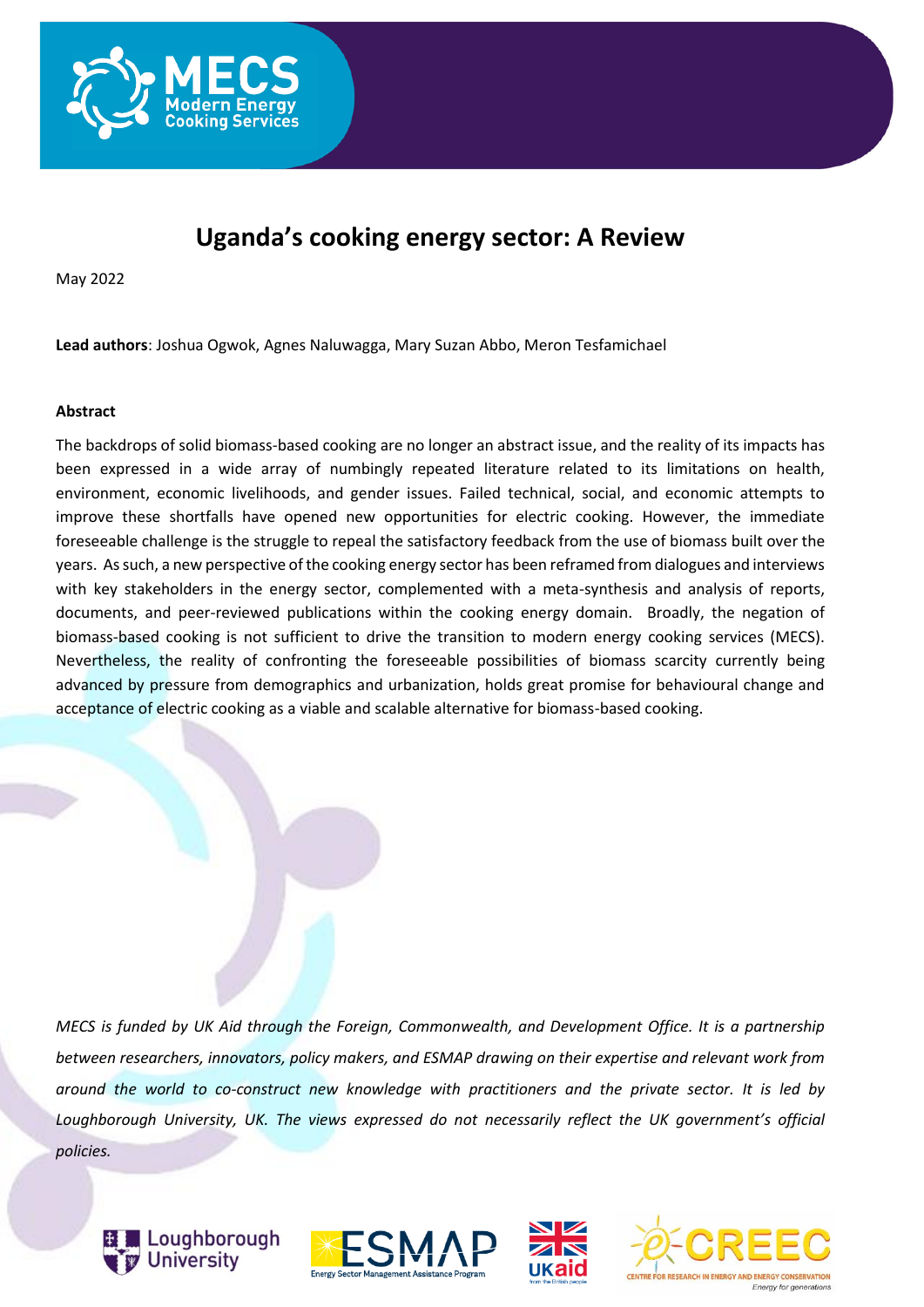# Uganda's cooking energy sector: A Review

May 2022

**Lead authors**: Joshua Ogwok, Agnes Naluwagga, Mary Suzan Abbo, Meron Tesfamichael

**Abstract**

The backdrops of solid biomass-based cooking are no longer an abstract issue, and the reality of its impacts has been expressed in a wide array of numbingly repeated literature related to its limitations on health, environment, economic livelihoods, and gender issues. Failed technical, social, and economic attempts to improve these shortfalls have opened new opportunities for electric cooking. However, the immediate foreseeable challenge is the struggle to repeal the satisfactory feedback from the use of biomass built over the years. As such, a new perspective of the cooking energy sector has been reframed from dialogues and interviews with key stakeholders in the energy sector, complemented with a meta-synthesis and analysis of reports, documents, and peer-reviewed publications within the cooking energy domain. Broadly, the negation of biomass-based cooking is not sufficient to drive the transition to modern energy cooking services (MECS). Nevertheless, the reality of confronting the foreseeable possibilities of biomass scarcity currently being advanced by pressure from demographics and urbanization, holds great promise for behavioural change and acceptance of electric cooking as a viable and scalable alternative for biomass-based cooking.

*MECS is funded by UK Aid through the Foreign, Commonwealth, and Development Office. It is a partnership between researchers, innovators, policy makers, and ESMAP drawing on their expertise and relevant work from around the world to co-construct new knowledge with practitioners and the private sector. It is led by Loughborough University, UK. The views expressed do not necessarily reflect the UK government's official policies.*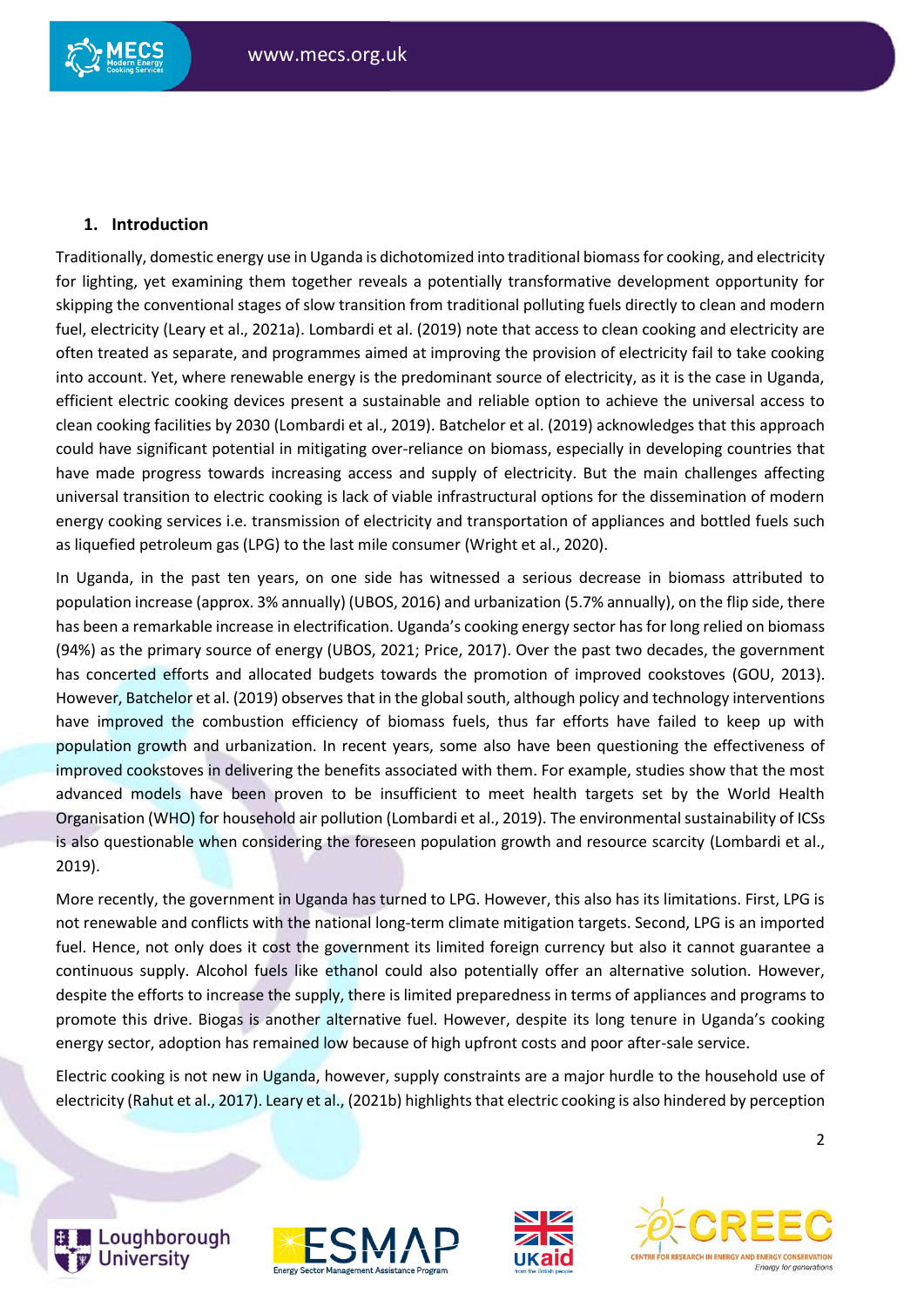## 1. Introduction

Traditionally, domestic energy use in Uganda is dichotomized into traditional biomass for cooking, and electricity for lighting, yet examining them together reveals a potentially transformative development opportunity for skipping the conventional stages of slow transition from traditional polluting fuels directly to clean and modern fuel, electricity (Leary et al., 2021a). Lombardi et al. (2019) note that access to clean cooking and electricity are often treated as separate, and programmes aimed at improving the provision of electricity fail to take cooking into account. Yet, where renewable energy is the predominant source of electricity, as it is the case in Uganda, efficient electric cooking devices present a sustainable and reliable option to achieve the universal access to clean cooking facilities by 2030 (Lombardi et al., 2019). Batchelor et al. (2019) acknowledges that this approach could have significant potential in mitigating over-reliance on biomass, especially in developing countries that have made progress towards increasing access and supply of electricity. But the main challenges affecting universal transition to electric cooking is lack of viable infrastructural options for the dissemination of modern energy cooking services i.e. transmission of electricity and transportation of appliances and bottled fuels such as liquefied petroleum gas (LPG) to the last mile consumer (Wright et al., 2020).

In Uganda, in the past ten years, on one side has witnessed a serious decrease in biomass attributed to population increase (approx. 3% annually) (UBOS, 2016) and urbanization (5.7% annually), on the flip side, there has been a remarkable increase in electrification. Uganda's cooking energy sector has for long relied on biomass (94%) as the primary source of energy (UBOS, 2021; Price, 2017). Over the past two decades, the government has concerted efforts and allocated budgets towards the promotion of improved cookstoves (GOU, 2013). However, Batchelor et al. (2019) observes that in the global south, although policy and technology interventions have improved the combustion efficiency of biomass fuels, thus far efforts have failed to keep up with population growth and urbanization. In recent years, some also have been questioning the effectiveness of improved cookstoves in delivering the benefits associated with them. For example, studies show that the most advanced models have been proven to be insufficient to meet health targets set by the World Health Organisation (WHO) for household air pollution (Lombardi et al., 2019). The environmental sustainability of ICSs is also questionable when considering the foreseen population growth and resource scarcity (Lombardi et al., 2019).

More recently, the government in Uganda has turned to LPG. However, this also has its limitations. First, LPG is not renewable and conflicts with the national long-term climate mitigation targets. Second, LPG is an imported fuel. Hence, not only does it cost the government its limited foreign currency but also it cannot guarantee a continuous supply. Alcohol fuels like ethanol could also potentially offer an alternative solution. However, despite the efforts to increase the supply, there is limited preparedness in terms of appliances and programs to promote this drive. Biogas is another alternative fuel. However, despite its long tenure in Uganda's cooking energy sector, adoption has remained low because of high upfront costs and poor after-sale service.

Electric cooking is not new in Uganda, however, supply constraints are a major hurdle to the household use of electricity (Rahut et al., 2017). Leary et al., (2021b) highlights that electric cooking is also hindered by perception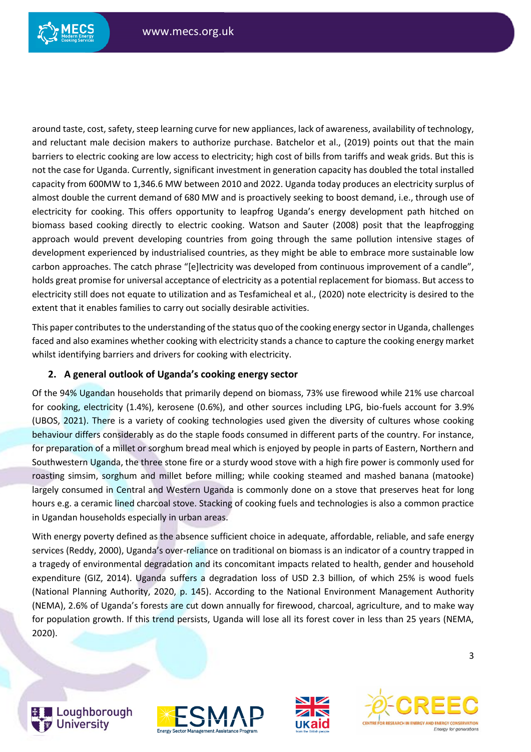around taste, cost, safety, steep learning curve for new appliances, lack of awareness, availability of technology, and reluctant male decision makers to authorize purchase. Batchelor et al., (2019) points out that the main barriers to electric cooking are low access to electricity; high cost of bills from tariffs and weak grids. But this is not the case for Uganda. Currently, significant investment in generation capacity has doubled the total installed capacity from 600MW to 1,346.6 MW between 2010 and 2022. Uganda today produces an electricity surplus of almost double the current demand of 680 MW and is proactively seeking to boost demand, i.e., through use of electricity for cooking. This offers opportunity to leapfrog Uganda's energy development path hitched on biomass based cooking directly to electric cooking. Watson and Sauter (2008) posit that the leapfrogging approach would prevent developing countries from going through the same pollution intensive stages of development experienced by industrialised countries, as they might be able to embrace more sustainable low carbon approaches. The catch phrase "[e]lectricity was developed from continuous improvement of a candle", holds great promise for universal acceptance of electricity as a potential replacement for biomass. But access to electricity still does not equate to utilization and as Tesfamicheal et al., (2020) note electricity is desired to the extent that it enables families to carry out socially desirable activities.

This paper contributes to the understanding of the status quo of the cooking energy sector in Uganda, challenges faced and also examines whether cooking with electricity stands a chance to capture the cooking energy market whilst identifying barriers and drivers for cooking with electricity.

## 2. A general outlook of Uganda's cooking energy sector

Of the 94% Ugandan households that primarily depend on biomass, 73% use firewood while 21% use charcoal for cooking, electricity (1.4%), kerosene (0.6%), and other sources including LPG, bio-fuels account for 3.9% (UBOS, 2021). There is a variety of cooking technologies used given the diversity of cultures whose cooking behaviour differs considerably as do the staple foods consumed in different parts of the country. For instance, for preparation of a millet or sorghum bread meal which is enjoyed by people in parts of Eastern, Northern and Southwestern Uganda, the three stone fire or a sturdy wood stove with a high fire power is commonly used for roasting simsim, sorghum and millet before milling; while cooking steamed and mashed banana (matooke) largely consumed in Central and Western Uganda is commonly done on a stove that preserves heat for long hours e.g. a ceramic lined charcoal stove. Stacking of cooking fuels and technologies is also a common practice in Ugandan households especially in urban areas.

With energy poverty defined as the absence sufficient choice in adequate, affordable, reliable, and safe energy services (Reddy, 2000), Uganda's over-reliance on traditional on biomass is an indicator of a country trapped in a tragedy of environmental degradation and its concomitant impacts related to health, gender and household expenditure (GIZ, 2014). Uganda suffers a degradation loss of USD 2.3 billion, of which 25% is wood fuels (National Planning Authority, 2020, p. 145). According to the National Environment Management Authority (NEMA), 2.6% of Uganda's forests are cut down annually for firewood, charcoal, agriculture, and to make way for population growth. If this trend persists, Uganda will lose all its forest cover in less than 25 years (NEMA, 2020).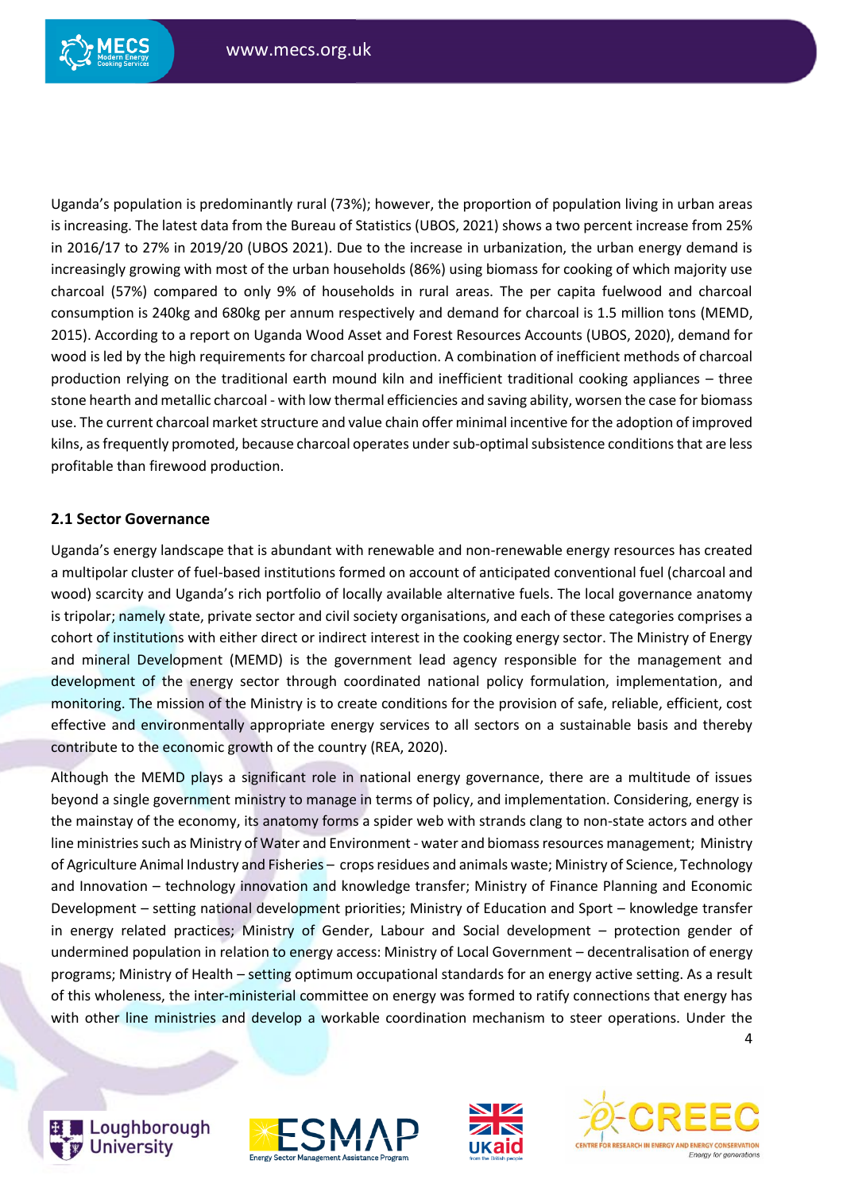Uganda's population is predominantly rural (73%); however, the proportion of population living in urban areas is increasing. The latest data from the Bureau of Statistics (UBOS, 2021) shows a two percent increase from 25% in 2016/17 to 27% in 2019/20 (UBOS 2021). Due to the increase in urbanization, the urban energy demand is increasingly growing with most of the urban households (86%) using biomass for cooking of which majority use charcoal (57%) compared to only 9% of households in rural areas. The per capita fuelwood and charcoal consumption is 240kg and 680kg per annum respectively and demand for charcoal is 1.5 million tons (MEMD, 2015). According to a report on Uganda Wood Asset and Forest Resources Accounts (UBOS, 2020), demand for wood is led by the high requirements for charcoal production. A combination of inefficient methods of charcoal production relying on the traditional earth mound kiln and inefficient traditional cooking appliances – three stone hearth and metallic charcoal - with low thermal efficiencies and saving ability, worsen the case for biomass use. The current charcoal market structure and value chain offer minimal incentive for the adoption of improved kilns, as frequently promoted, because charcoal operates under sub-optimal subsistence conditions that are less profitable than firewood production.

### 2.1 Sector Governance

Uganda's energy landscape that is abundant with renewable and non-renewable energy resources has created a multipolar cluster of fuel-based institutions formed on account of anticipated conventional fuel (charcoal and wood) scarcity and Uganda's rich portfolio of locally available alternative fuels. The local governance anatomy is tripolar; namely state, private sector and civil society organisations, and each of these categories comprises a cohort of institutions with either direct or indirect interest in the cooking energy sector. The Ministry of Energy and mineral Development (MEMD) is the government lead agency responsible for the management and development of the energy sector through coordinated national policy formulation, implementation, and monitoring. The mission of the Ministry is to create conditions for the provision of safe, reliable, efficient, cost effective and environmentally appropriate energy services to all sectors on a sustainable basis and thereby contribute to the economic growth of the country (REA, 2020).

Although the MEMD plays a significant role in national energy governance, there are a multitude of issues beyond a single government ministry to manage in terms of policy, and implementation. Considering, energy is the mainstay of the economy, its anatomy forms a spider web with strands clang to non-state actors and other line ministries such as Ministry of Water and Environment - water and biomass resources management; Ministry of Agriculture Animal Industry and Fisheries – crops residues and animals waste; Ministry of Science, Technology and Innovation – technology innovation and knowledge transfer; Ministry of Finance Planning and Economic Development – setting national development priorities; Ministry of Education and Sport – knowledge transfer in energy related practices; Ministry of Gender, Labour and Social development – protection gender of undermined population in relation to energy access: Ministry of Local Government – decentralisation of energy programs; Ministry of Health – setting optimum occupational standards for an energy active setting. As a result of this wholeness, the inter-ministerial committee on energy was formed to ratify connections that energy has with other line ministries and develop a workable coordination mechanism to steer operations. Under the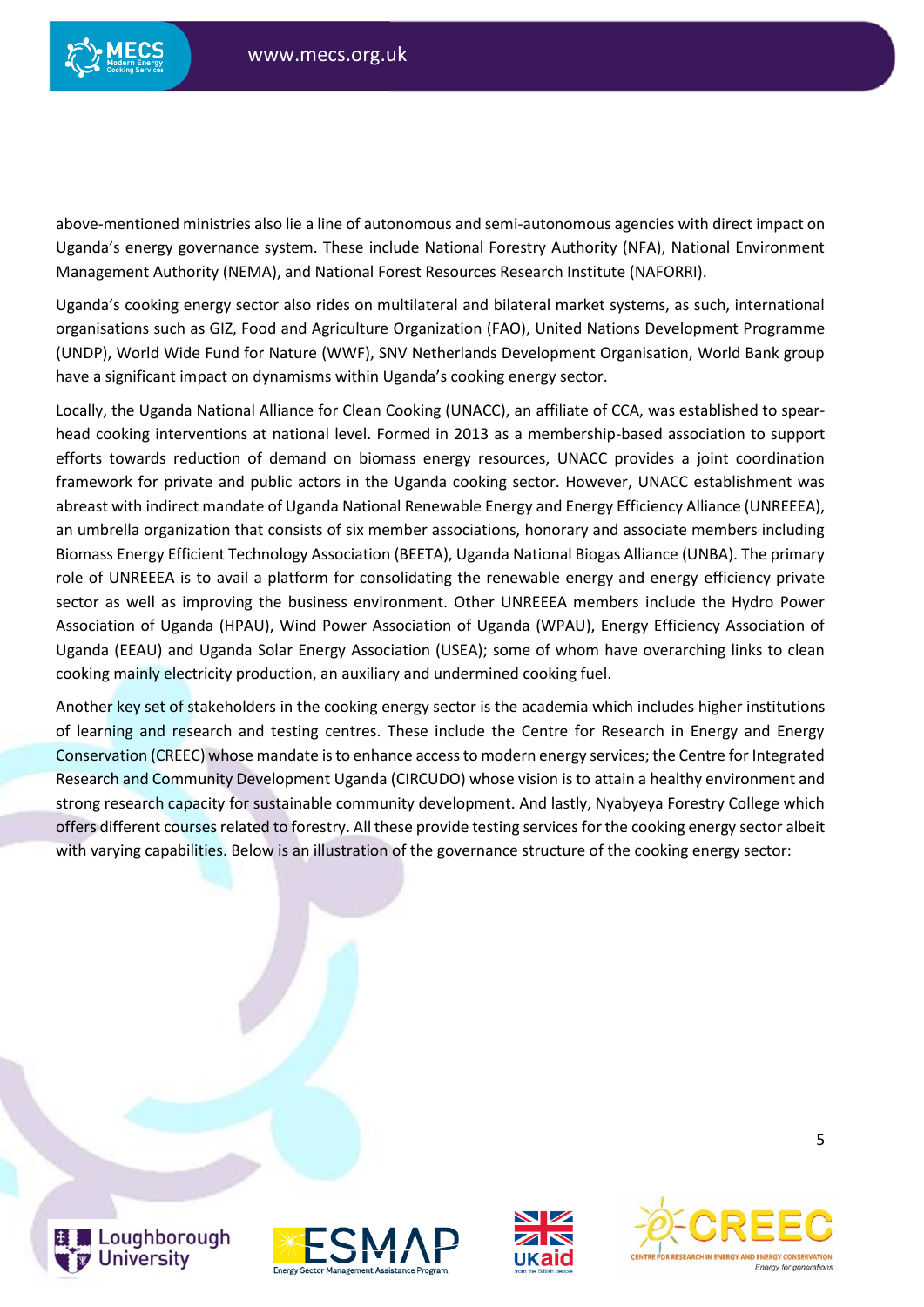above-mentioned ministries also lie a line of autonomous and semi-autonomous agencies with direct impact on Uganda's energy governance system. These include National Forestry Authority (NFA), National Environment Management Authority (NEMA), and National Forest Resources Research Institute (NAFORRI).

Uganda's cooking energy sector also rides on multilateral and bilateral market systems, as such, international organisations such as GIZ, Food and Agriculture Organization (FAO), United Nations Development Programme (UNDP), World Wide Fund for Nature (WWF), SNV Netherlands Development Organisation, World Bank group have a significant impact on dynamisms within Uganda's cooking energy sector.

Locally, the Uganda National Alliance for Clean Cooking (UNACC), an affiliate of CCA, was established to spear-head cooking interventions at national level. Formed in 2013 as a membership-based association to support efforts towards reduction of demand on biomass energy resources, UNACC provides a joint coordination framework for private and public actors in the Uganda cooking sector. However, UNACC establishment was abreast with indirect mandate of Uganda National Renewable Energy and Energy Efficiency Alliance (UNREEEA), an umbrella organization that consists of six member associations, honorary and associate members including Biomass Energy Efficient Technology Association (BEETA), Uganda National Biogas Alliance (UNBA). The primary role of UNREEEA is to avail a platform for consolidating the renewable energy and energy efficiency private sector as well as improving the business environment. Other UNREEEA members include the Hydro Power Association of Uganda (HPAU), Wind Power Association of Uganda (WPAU), Energy Efficiency Association of Uganda (EEAU) and Uganda Solar Energy Association (USEA); some of whom have overarching links to clean cooking mainly electricity production, an auxiliary and undermined cooking fuel.

Another key set of stakeholders in the cooking energy sector is the academia which includes higher institutions of learning and research and testing centres. These include the Centre for Research in Energy and Energy Conservation (CREEC) whose mandate is to enhance access to modern energy services; the Centre for Integrated Research and Community Development Uganda (CIRCUDO) whose vision is to attain a healthy environment and strong research capacity for sustainable community development. And lastly, Nyabyeya Forestry College which offers different courses related to forestry. All these provide testing services for the cooking energy sector albeit with varying capabilities. Below is an illustration of the governance structure of the cooking energy sector: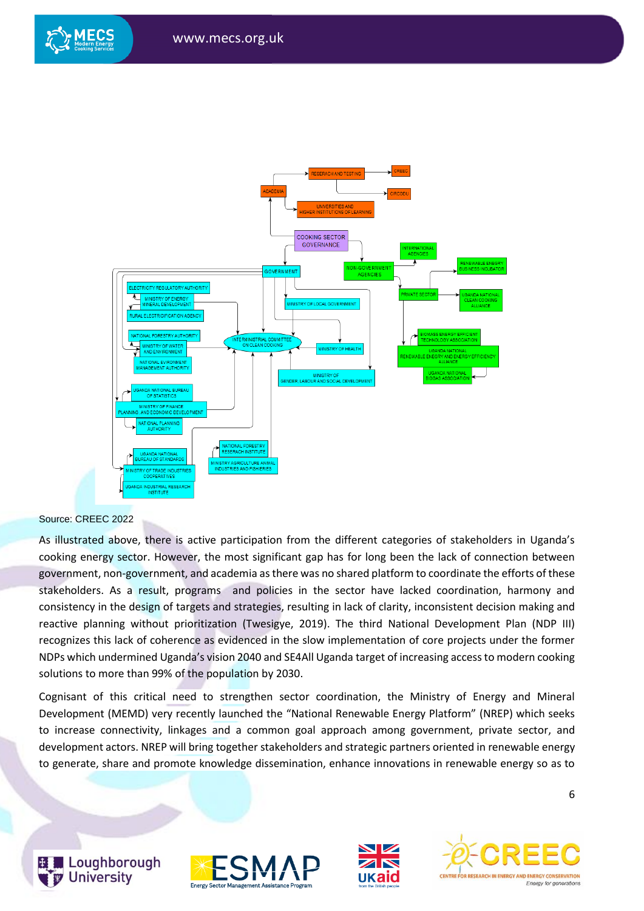Source: CREEC 2022

As illustrated above, there is active participation from the different categories of stakeholders in Uganda's cooking energy sector. However, the most significant gap has for long been the lack of connection between government, non-government, and academia as there was no shared platform to coordinate the efforts of these stakeholders. As a result, programs and policies in the sector have lacked coordination, harmony and consistency in the design of targets and strategies, resulting in lack of clarity, inconsistent decision making and reactive planning without prioritization (Twesigye, 2019). The third National Development Plan (NDP III) recognizes this lack of coherence as evidenced in the slow implementation of core projects under the former NDPs which undermined Uganda's vision 2040 and SE4All Uganda target of increasing access to modern cooking solutions to more than 99% of the population by 2030.

Cognisant of this critical need to strengthen sector coordination, the Ministry of Energy and Mineral Development (MEMD) very recently launched the "National Renewable Energy Platform" (NREP) which seeks to increase connectivity, linkages and a common goal approach among government, private sector, and development actors. NREP will bring together stakeholders and strategic partners oriented in renewable energy to generate, share and promote knowledge dissemination, enhance innovations in renewable energy so as to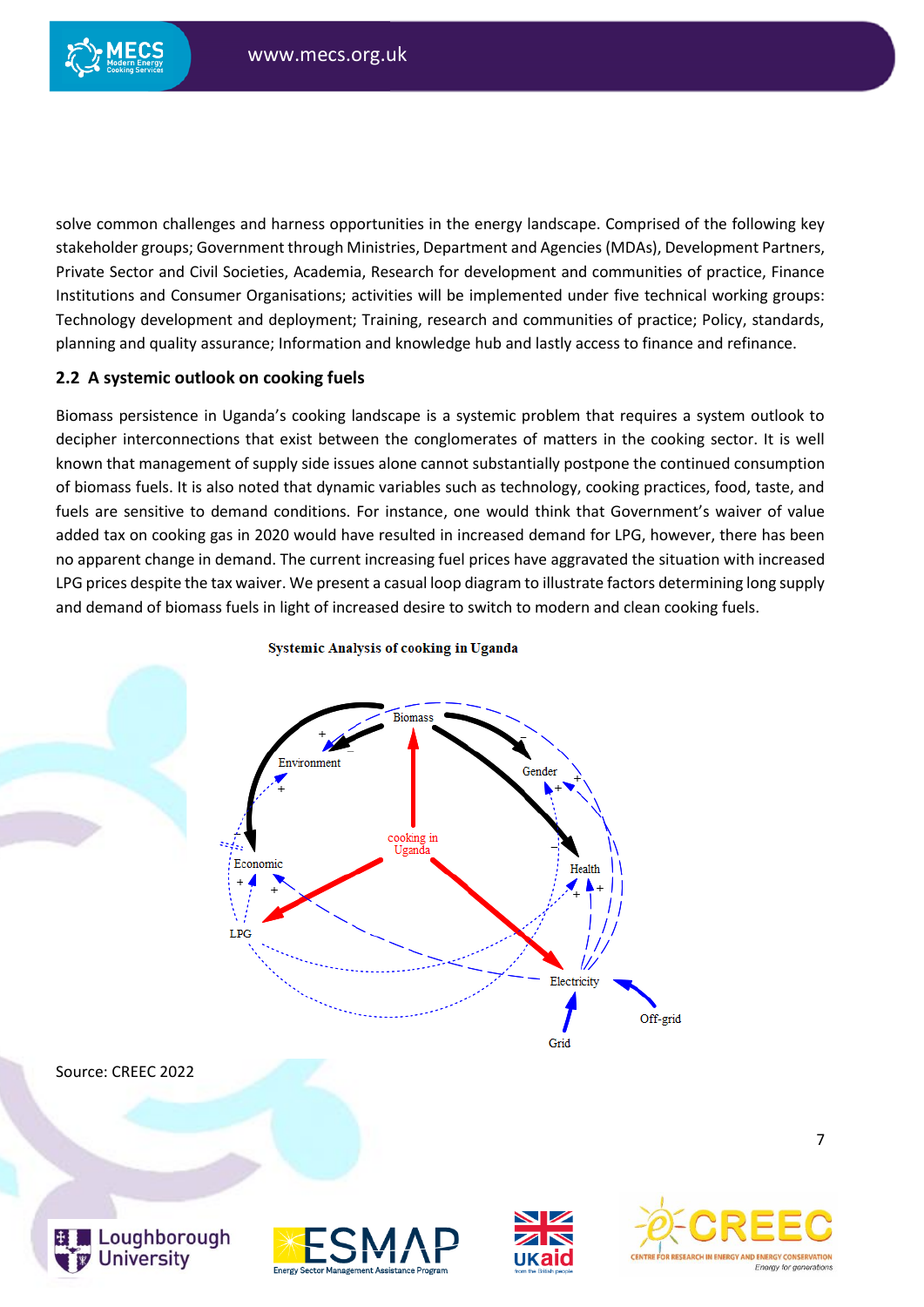solve common challenges and harness opportunities in the energy landscape. Comprised of the following key stakeholder groups; Government through Ministries, Department and Agencies (MDAs), Development Partners, Private Sector and Civil Societies, Academia, Research for development and communities of practice, Finance Institutions and Consumer Organisations; activities will be implemented under five technical working groups: Technology development and deployment; Training, research and communities of practice; Policy, standards, planning and quality assurance; Information and knowledge hub and lastly access to finance and refinance.

## 2.2 A systemic outlook on cooking fuels

Biomass persistence in Uganda's cooking landscape is a systemic problem that requires a system outlook to decipher interconnections that exist between the conglomerates of matters in the cooking sector. It is well known that management of supply side issues alone cannot substantially postpone the continued consumption of biomass fuels. It is also noted that dynamic variables such as technology, cooking practices, food, taste, and fuels are sensitive to demand conditions. For instance, one would think that Government's waiver of value added tax on cooking gas in 2020 would have resulted in increased demand for LPG, however, there has been no apparent change in demand. The current increasing fuel prices have aggravated the situation with increased LPG prices despite the tax waiver. We present a casual loop diagram to illustrate factors determining long supply and demand of biomass fuels in light of increased desire to switch to modern and clean cooking fuels.

**Systemic Analysis of cooking in Uganda**

Source: CREEC 2022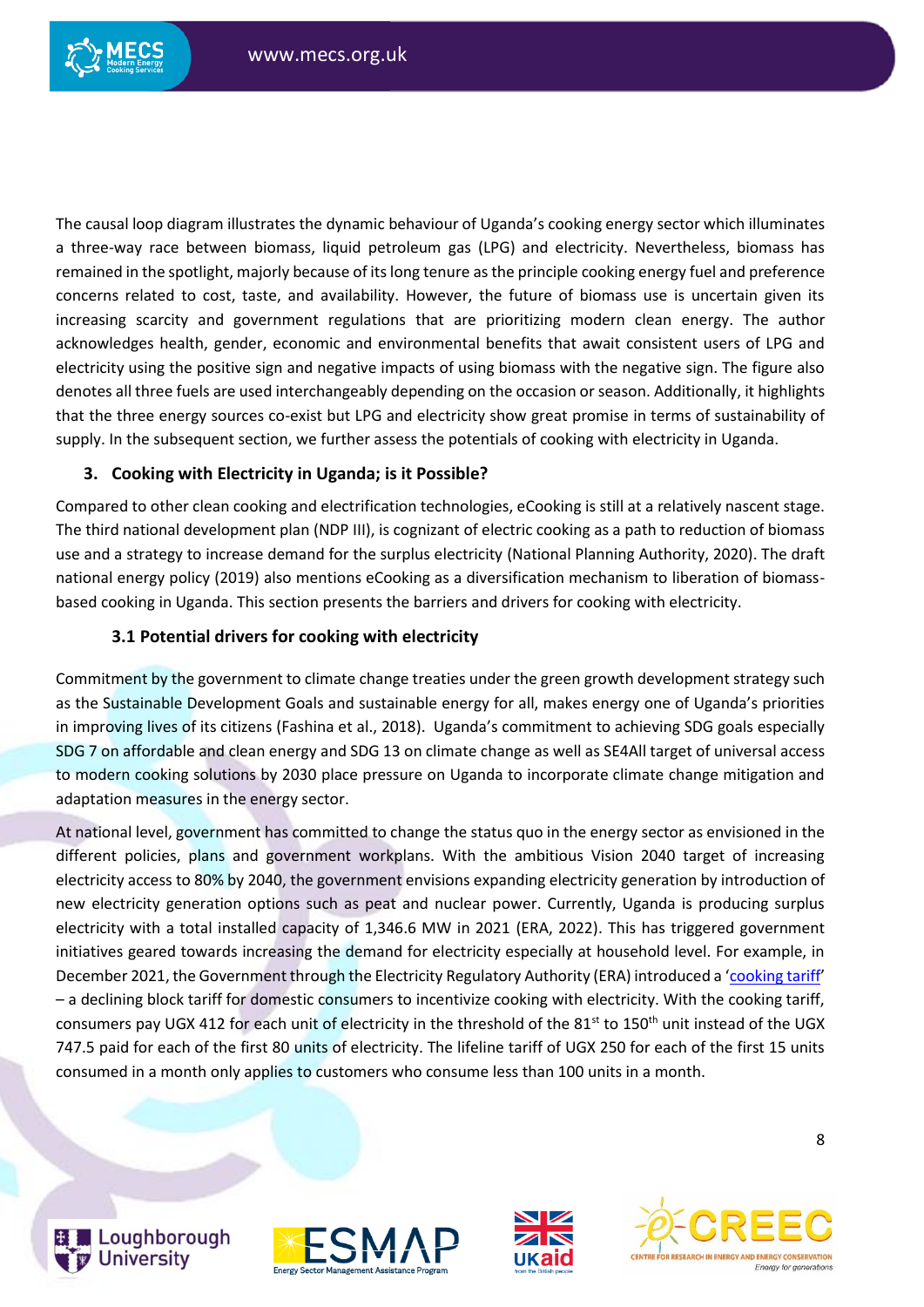The causal loop diagram illustrates the dynamic behaviour of Uganda's cooking energy sector which illuminates a three-way race between biomass, liquid petroleum gas (LPG) and electricity. Nevertheless, biomass has remained in the spotlight, majorly because of its long tenure as the principle cooking energy fuel and preference concerns related to cost, taste, and availability. However, the future of biomass use is uncertain given its increasing scarcity and government regulations that are prioritizing modern clean energy. The author acknowledges health, gender, economic and environmental benefits that await consistent users of LPG and electricity using the positive sign and negative impacts of using biomass with the negative sign. The figure also denotes all three fuels are used interchangeably depending on the occasion or season. Additionally, it highlights that the three energy sources co-exist but LPG and electricity show great promise in terms of sustainability of supply. In the subsequent section, we further assess the potentials of cooking with electricity in Uganda.

## 3. Cooking with Electricity in Uganda; is it Possible?

Compared to other clean cooking and electrification technologies, eCooking is still at a relatively nascent stage. The third national development plan (NDP III), is cognizant of electric cooking as a path to reduction of biomass use and a strategy to increase demand for the surplus electricity (National Planning Authority, 2020). The draft national energy policy (2019) also mentions eCooking as a diversification mechanism to liberation of biomass-based cooking in Uganda. This section presents the barriers and drivers for cooking with electricity.

### 3.1 Potential drivers for cooking with electricity

Commitment by the government to climate change treaties under the green growth development strategy such as the Sustainable Development Goals and sustainable energy for all, makes energy one of Uganda's priorities in improving lives of its citizens (Fashina et al., 2018). Uganda's commitment to achieving SDG goals especially SDG 7 on affordable and clean energy and SDG 13 on climate change as well as SE4All target of universal access to modern cooking solutions by 2030 place pressure on Uganda to incorporate climate change mitigation and adaptation measures in the energy sector.

At national level, government has committed to change the status quo in the energy sector as envisioned in the different policies, plans and government workplans. With the ambitious Vision 2040 target of increasing electricity access to 80% by 2040, the government envisions expanding electricity generation by introduction of new electricity generation options such as peat and nuclear power. Currently, Uganda is producing surplus electricity with a total installed capacity of 1,346.6 MW in 2021 (ERA, 2022). This has triggered government initiatives geared towards increasing the demand for electricity especially at household level. For example, in December 2021, the Government through the Electricity Regulatory Authority (ERA) introduced a 'cooking tariff' – a declining block tariff for domestic consumers to incentivize cooking with electricity. With the cooking tariff, consumers pay UGX 412 for each unit of electricity in the threshold of the 81st to 150th unit instead of the UGX 747.5 paid for each of the first 80 units of electricity. The lifeline tariff of UGX 250 for each of the first 15 units consumed in a month only applies to customers who consume less than 100 units in a month.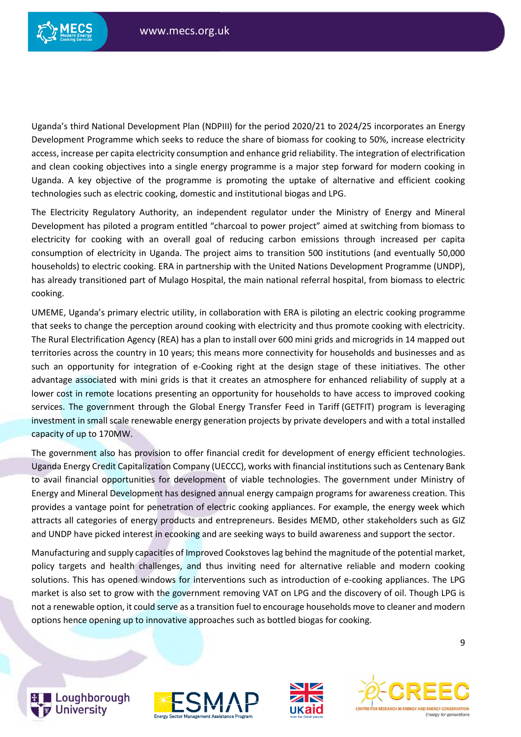Uganda's third National Development Plan (NDPIII) for the period 2020/21 to 2024/25 incorporates an Energy Development Programme which seeks to reduce the share of biomass for cooking to 50%, increase electricity access, increase per capita electricity consumption and enhance grid reliability. The integration of electrification and clean cooking objectives into a single energy programme is a major step forward for modern cooking in Uganda. A key objective of the programme is promoting the uptake of alternative and efficient cooking technologies such as electric cooking, domestic and institutional biogas and LPG.

The Electricity Regulatory Authority, an independent regulator under the Ministry of Energy and Mineral Development has piloted a program entitled "charcoal to power project" aimed at switching from biomass to electricity for cooking with an overall goal of reducing carbon emissions through increased per capita consumption of electricity in Uganda. The project aims to transition 500 institutions (and eventually 50,000 households) to electric cooking. ERA in partnership with the United Nations Development Programme (UNDP), has already transitioned part of Mulago Hospital, the main national referral hospital, from biomass to electric cooking.

UMEME, Uganda's primary electric utility, in collaboration with ERA is piloting an electric cooking programme that seeks to change the perception around cooking with electricity and thus promote cooking with electricity. The Rural Electrification Agency (REA) has a plan to install over 600 mini grids and microgrids in 14 mapped out territories across the country in 10 years; this means more connectivity for households and businesses and as such an opportunity for integration of e-Cooking right at the design stage of these initiatives. The other advantage associated with mini grids is that it creates an atmosphere for enhanced reliability of supply at a lower cost in remote locations presenting an opportunity for households to have access to improved cooking services. The government through the Global Energy Transfer Feed in Tariff (GETFIT) program is leveraging investment in small scale renewable energy generation projects by private developers and with a total installed capacity of up to 170MW.

The government also has provision to offer financial credit for development of energy efficient technologies. Uganda Energy Credit Capitalization Company (UECCC), works with financial institutions such as Centenary Bank to avail financial opportunities for development of viable technologies. The government under Ministry of Energy and Mineral Development has designed annual energy campaign programs for awareness creation. This provides a vantage point for penetration of electric cooking appliances. For example, the energy week which attracts all categories of energy products and entrepreneurs. Besides MEMD, other stakeholders such as GIZ and UNDP have picked interest in ecooking and are seeking ways to build awareness and support the sector.

Manufacturing and supply capacities of Improved Cookstoves lag behind the magnitude of the potential market, policy targets and health challenges, and thus inviting need for alternative reliable and modern cooking solutions. This has opened windows for interventions such as introduction of e-cooking appliances. The LPG market is also set to grow with the government removing VAT on LPG and the discovery of oil. Though LPG is not a renewable option, it could serve as a transition fuel to encourage households move to cleaner and modern options hence opening up to innovative approaches such as bottled biogas for cooking.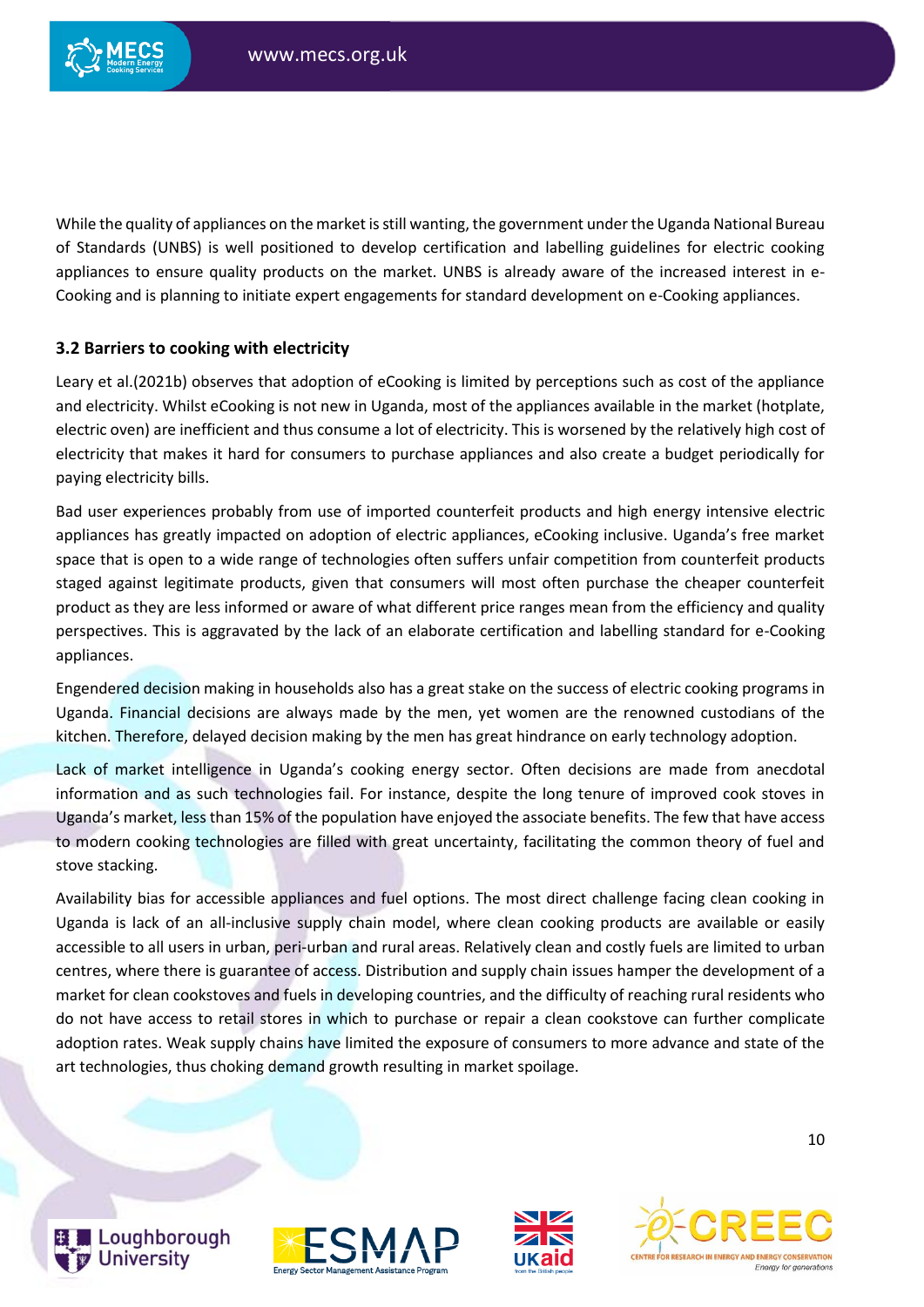While the quality of appliances on the market is still wanting, the government under the Uganda National Bureau of Standards (UNBS) is well positioned to develop certification and labelling guidelines for electric cooking appliances to ensure quality products on the market. UNBS is already aware of the increased interest in e-Cooking and is planning to initiate expert engagements for standard development on e-Cooking appliances.

### 3.2 Barriers to cooking with electricity

Leary et al.(2021b) observes that adoption of eCooking is limited by perceptions such as cost of the appliance and electricity. Whilst eCooking is not new in Uganda, most of the appliances available in the market (hotplate, electric oven) are inefficient and thus consume a lot of electricity. This is worsened by the relatively high cost of electricity that makes it hard for consumers to purchase appliances and also create a budget periodically for paying electricity bills.

Bad user experiences probably from use of imported counterfeit products and high energy intensive electric appliances has greatly impacted on adoption of electric appliances, eCooking inclusive. Uganda's free market space that is open to a wide range of technologies often suffers unfair competition from counterfeit products staged against legitimate products, given that consumers will most often purchase the cheaper counterfeit product as they are less informed or aware of what different price ranges mean from the efficiency and quality perspectives. This is aggravated by the lack of an elaborate certification and labelling standard for e-Cooking appliances.

Engendered decision making in households also has a great stake on the success of electric cooking programs in Uganda. Financial decisions are always made by the men, yet women are the renowned custodians of the kitchen. Therefore, delayed decision making by the men has great hindrance on early technology adoption.

Lack of market intelligence in Uganda's cooking energy sector. Often decisions are made from anecdotal information and as such technologies fail. For instance, despite the long tenure of improved cook stoves in Uganda's market, less than 15% of the population have enjoyed the associate benefits. The few that have access to modern cooking technologies are filled with great uncertainty, facilitating the common theory of fuel and stove stacking.

Availability bias for accessible appliances and fuel options. The most direct challenge facing clean cooking in Uganda is lack of an all-inclusive supply chain model, where clean cooking products are available or easily accessible to all users in urban, peri-urban and rural areas. Relatively clean and costly fuels are limited to urban centres, where there is guarantee of access. Distribution and supply chain issues hamper the development of a market for clean cookstoves and fuels in developing countries, and the difficulty of reaching rural residents who do not have access to retail stores in which to purchase or repair a clean cookstove can further complicate adoption rates. Weak supply chains have limited the exposure of consumers to more advance and state of the art technologies, thus choking demand growth resulting in market spoilage.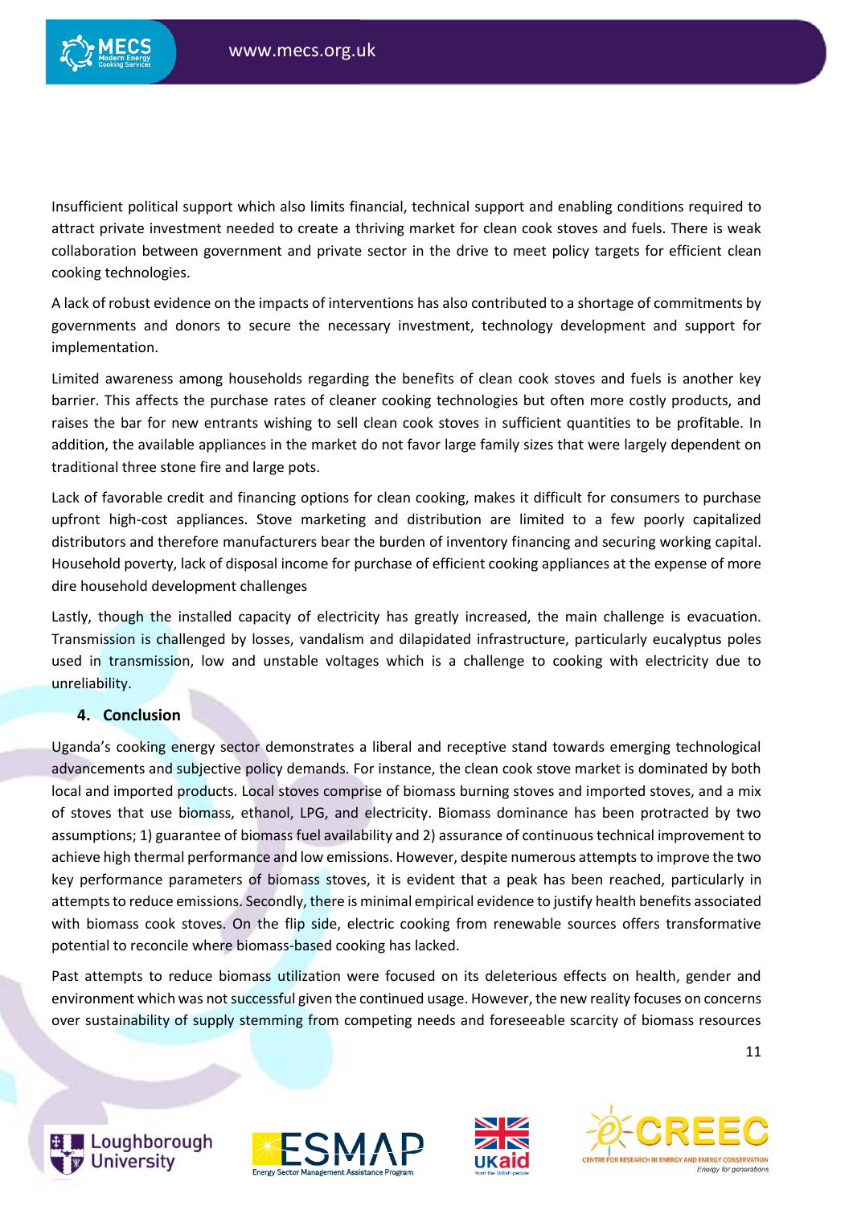Insufficient political support which also limits financial, technical support and enabling conditions required to attract private investment needed to create a thriving market for clean cook stoves and fuels. There is weak collaboration between government and private sector in the drive to meet policy targets for efficient clean cooking technologies.

A lack of robust evidence on the impacts of interventions has also contributed to a shortage of commitments by governments and donors to secure the necessary investment, technology development and support for implementation.

Limited awareness among households regarding the benefits of clean cook stoves and fuels is another key barrier. This affects the purchase rates of cleaner cooking technologies but often more costly products, and raises the bar for new entrants wishing to sell clean cook stoves in sufficient quantities to be profitable. In addition, the available appliances in the market do not favor large family sizes that were largely dependent on traditional three stone fire and large pots.

Lack of favorable credit and financing options for clean cooking, makes it difficult for consumers to purchase upfront high-cost appliances. Stove marketing and distribution are limited to a few poorly capitalized distributors and therefore manufacturers bear the burden of inventory financing and securing working capital. Household poverty, lack of disposal income for purchase of efficient cooking appliances at the expense of more dire household development challenges

Lastly, though the installed capacity of electricity has greatly increased, the main challenge is evacuation. Transmission is challenged by losses, vandalism and dilapidated infrastructure, particularly eucalyptus poles used in transmission, low and unstable voltages which is a challenge to cooking with electricity due to unreliability.

## 4. Conclusion

Uganda's cooking energy sector demonstrates a liberal and receptive stand towards emerging technological advancements and subjective policy demands. For instance, the clean cook stove market is dominated by both local and imported products. Local stoves comprise of biomass burning stoves and imported stoves, and a mix of stoves that use biomass, ethanol, LPG, and electricity. Biomass dominance has been protracted by two assumptions; 1) guarantee of biomass fuel availability and 2) assurance of continuous technical improvement to achieve high thermal performance and low emissions. However, despite numerous attempts to improve the two key performance parameters of biomass stoves, it is evident that a peak has been reached, particularly in attempts to reduce emissions. Secondly, there is minimal empirical evidence to justify health benefits associated with biomass cook stoves. On the flip side, electric cooking from renewable sources offers transformative potential to reconcile where biomass-based cooking has lacked.

Past attempts to reduce biomass utilization were focused on its deleterious effects on health, gender and environment which was not successful given the continued usage. However, the new reality focuses on concerns over sustainability of supply stemming from competing needs and foreseeable scarcity of biomass resources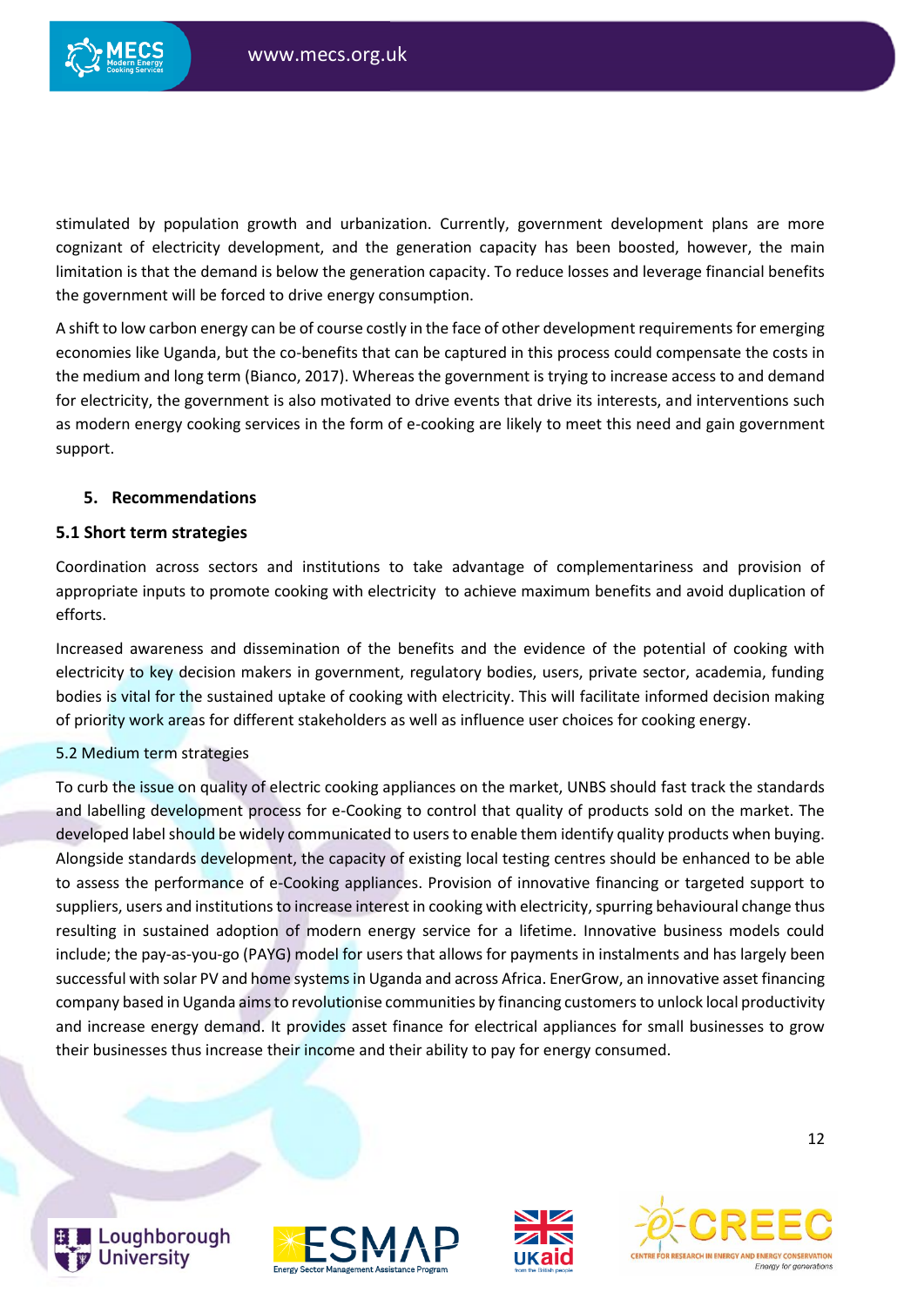stimulated by population growth and urbanization. Currently, government development plans are more cognizant of electricity development, and the generation capacity has been boosted, however, the main limitation is that the demand is below the generation capacity. To reduce losses and leverage financial benefits the government will be forced to drive energy consumption.

A shift to low carbon energy can be of course costly in the face of other development requirements for emerging economies like Uganda, but the co-benefits that can be captured in this process could compensate the costs in the medium and long term (Bianco, 2017). Whereas the government is trying to increase access to and demand for electricity, the government is also motivated to drive events that drive its interests, and interventions such as modern energy cooking services in the form of e-cooking are likely to meet this need and gain government support.

## 5. Recommendations

### 5.1 Short term strategies

Coordination across sectors and institutions to take advantage of complementariness and provision of appropriate inputs to promote cooking with electricity to achieve maximum benefits and avoid duplication of efforts.

Increased awareness and dissemination of the benefits and the evidence of the potential of cooking with electricity to key decision makers in government, regulatory bodies, users, private sector, academia, funding bodies is vital for the sustained uptake of cooking with electricity. This will facilitate informed decision making of priority work areas for different stakeholders as well as influence user choices for cooking energy.

### 5.2 Medium term strategies

To curb the issue on quality of electric cooking appliances on the market, UNBS should fast track the standards and labelling development process for e-Cooking to control that quality of products sold on the market. The developed label should be widely communicated to users to enable them identify quality products when buying. Alongside standards development, the capacity of existing local testing centres should be enhanced to be able to assess the performance of e-Cooking appliances. Provision of innovative financing or targeted support to suppliers, users and institutions to increase interest in cooking with electricity, spurring behavioural change thus resulting in sustained adoption of modern energy service for a lifetime. Innovative business models could include; the pay-as-you-go (PAYG) model for users that allows for payments in instalments and has largely been successful with solar PV and home systems in Uganda and across Africa. EnerGrow, an innovative asset financing company based in Uganda aims to revolutionise communities by financing customers to unlock local productivity and increase energy demand. It provides asset finance for electrical appliances for small businesses to grow their businesses thus increase their income and their ability to pay for energy consumed.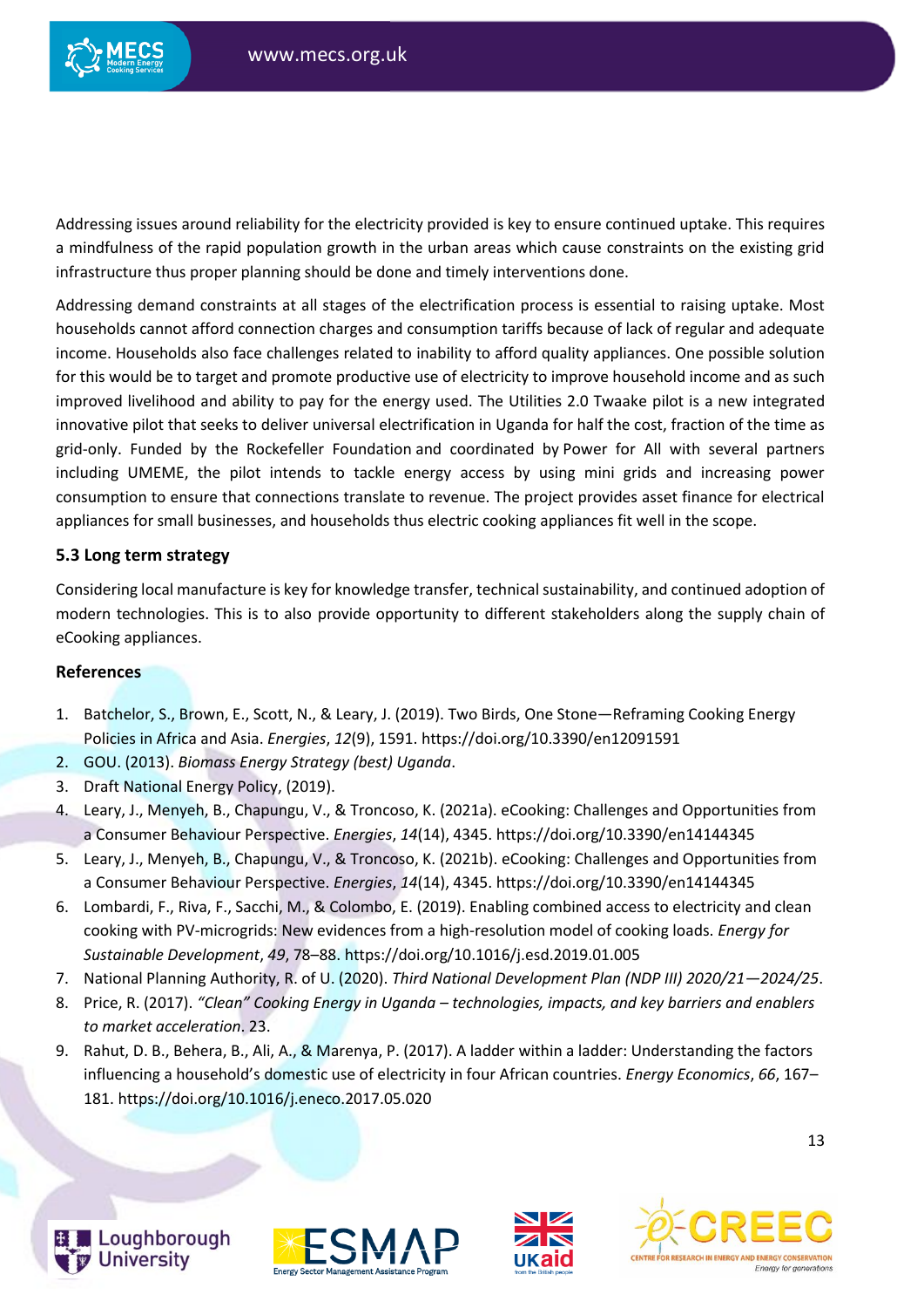Addressing issues around reliability for the electricity provided is key to ensure continued uptake. This requires a mindfulness of the rapid population growth in the urban areas which cause constraints on the existing grid infrastructure thus proper planning should be done and timely interventions done.

Addressing demand constraints at all stages of the electrification process is essential to raising uptake. Most households cannot afford connection charges and consumption tariffs because of lack of regular and adequate income. Households also face challenges related to inability to afford quality appliances. One possible solution for this would be to target and promote productive use of electricity to improve household income and as such improved livelihood and ability to pay for the energy used. The Utilities 2.0 Twaake pilot is a new integrated innovative pilot that seeks to deliver universal electrification in Uganda for half the cost, fraction of the time as grid-only. Funded by the Rockefeller Foundation and coordinated by Power for All with several partners including UMEME, the pilot intends to tackle energy access by using mini grids and increasing power consumption to ensure that connections translate to revenue. The project provides asset finance for electrical appliances for small businesses, and households thus electric cooking appliances fit well in the scope.

### 5.3 Long term strategy

Considering local manufacture is key for knowledge transfer, technical sustainability, and continued adoption of modern technologies. This is to also provide opportunity to different stakeholders along the supply chain of eCooking appliances.

### References

1. Batchelor, S., Brown, E., Scott, N., & Leary, J. (2019). Two Birds, One Stone—Reframing Cooking Energy Policies in Africa and Asia. *Energies*, *12*(9), 1591. https://doi.org/10.3390/en12091591
2. GOU. (2013). *Biomass Energy Strategy (best) Uganda*.
3. Draft National Energy Policy, (2019).
4. Leary, J., Menyeh, B., Chapungu, V., & Troncoso, K. (2021a). eCooking: Challenges and Opportunities from a Consumer Behaviour Perspective. *Energies*, *14*(14), 4345. https://doi.org/10.3390/en14144345
5. Leary, J., Menyeh, B., Chapungu, V., & Troncoso, K. (2021b). eCooking: Challenges and Opportunities from a Consumer Behaviour Perspective. *Energies*, *14*(14), 4345. https://doi.org/10.3390/en14144345
6. Lombardi, F., Riva, F., Sacchi, M., & Colombo, E. (2019). Enabling combined access to electricity and clean cooking with PV-microgrids: New evidences from a high-resolution model of cooking loads. *Energy for Sustainable Development*, *49*, 78–88. https://doi.org/10.1016/j.esd.2019.01.005
7. National Planning Authority, R. of U. (2020). *Third National Development Plan (NDP III) 2020/21—2024/25*.
8. Price, R. (2017). *"Clean" Cooking Energy in Uganda – technologies, impacts, and key barriers and enablers to market acceleration*. 23.
9. Rahut, D. B., Behera, B., Ali, A., & Marenya, P. (2017). A ladder within a ladder: Understanding the factors influencing a household's domestic use of electricity in four African countries. *Energy Economics*, *66*, 167–181. https://doi.org/10.1016/j.eneco.2017.05.020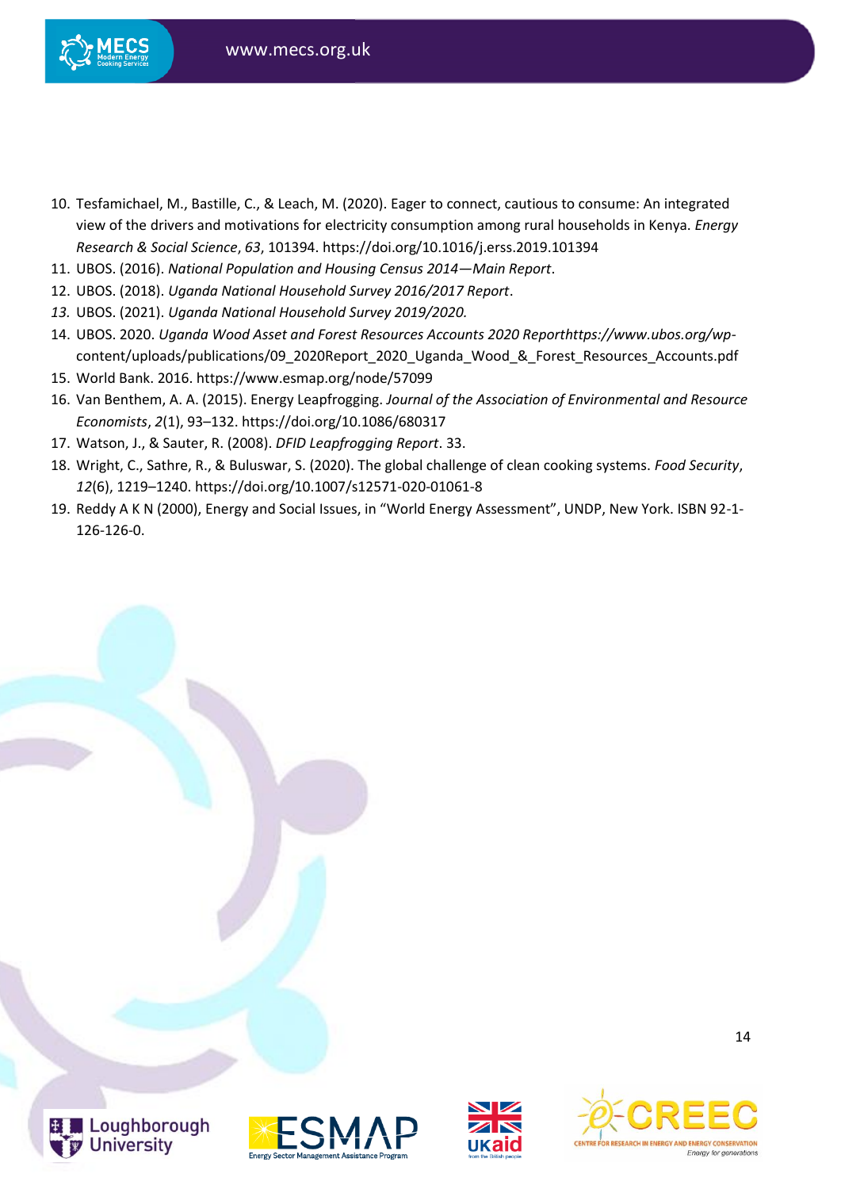10. Tesfamichael, M., Bastille, C., & Leach, M. (2020). Eager to connect, cautious to consume: An integrated view of the drivers and motivations for electricity consumption among rural households in Kenya. *Energy Research & Social Science*, *63*, 101394. https://doi.org/10.1016/j.erss.2019.101394
11. UBOS. (2016). *National Population and Housing Census 2014—Main Report*.
12. UBOS. (2018). *Uganda National Household Survey 2016/2017 Report*.
13. UBOS. (2021). *Uganda National Household Survey 2019/2020.*
14. UBOS. 2020. *Uganda Wood Asset and Forest Resources Accounts 2020 Reporthttps://www.ubos.org/wp-*content/uploads/publications/09_2020Report_2020_Uganda_Wood_&_Forest_Resources_Accounts.pdf
15. World Bank. 2016. https://www.esmap.org/node/57099
16. Van Benthem, A. A. (2015). Energy Leapfrogging. *Journal of the Association of Environmental and Resource Economists*, *2*(1), 93–132. https://doi.org/10.1086/680317
17. Watson, J., & Sauter, R. (2008). *DFID Leapfrogging Report*. 33.
18. Wright, C., Sathre, R., & Buluswar, S. (2020). The global challenge of clean cooking systems. *Food Security*, *12*(6), 1219–1240. https://doi.org/10.1007/s12571-020-01061-8
19. Reddy A K N (2000), Energy and Social Issues, in "World Energy Assessment", UNDP, New York. ISBN 92-1-126-126-0.